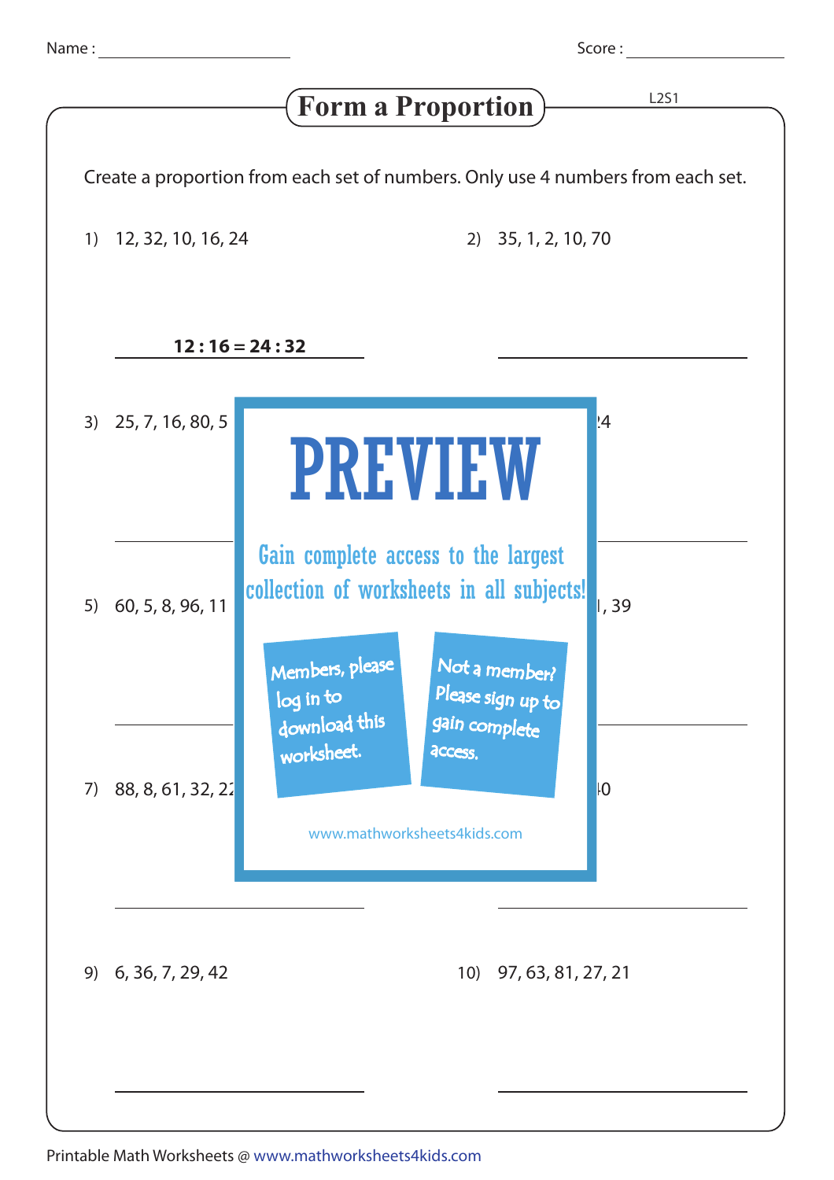Name : ______________________ Score : ________________

# Form a Proportion

L2S1

Create a proportion from each set of numbers. Only use 4 numbers from each set.

1) 12, 32, 10, 16, 24

**12 : 16 = 24 : 32**

2) 35, 1, 2, 10, 70

______________________

3) 25, 7, 16, 80, 5

______________________

4) ...24

______________________

5) 60, 5, 8, 96, 11

______________________

6) ..., 39

______________________

7) 88, 8, 61, 32, 22

______________________

8) ...40

______________________

**PREVIEW**

Gain complete access to the largest collection of worksheets in all subjects!

Members, please log in to download this worksheet.

Not a member? Please sign up to gain complete access.

www.mathworksheets4kids.com

9) 6, 36, 7, 29, 42

______________________

10) 97, 63, 81, 27, 21

______________________

Printable Math Worksheets @ www.mathworksheets4kids.com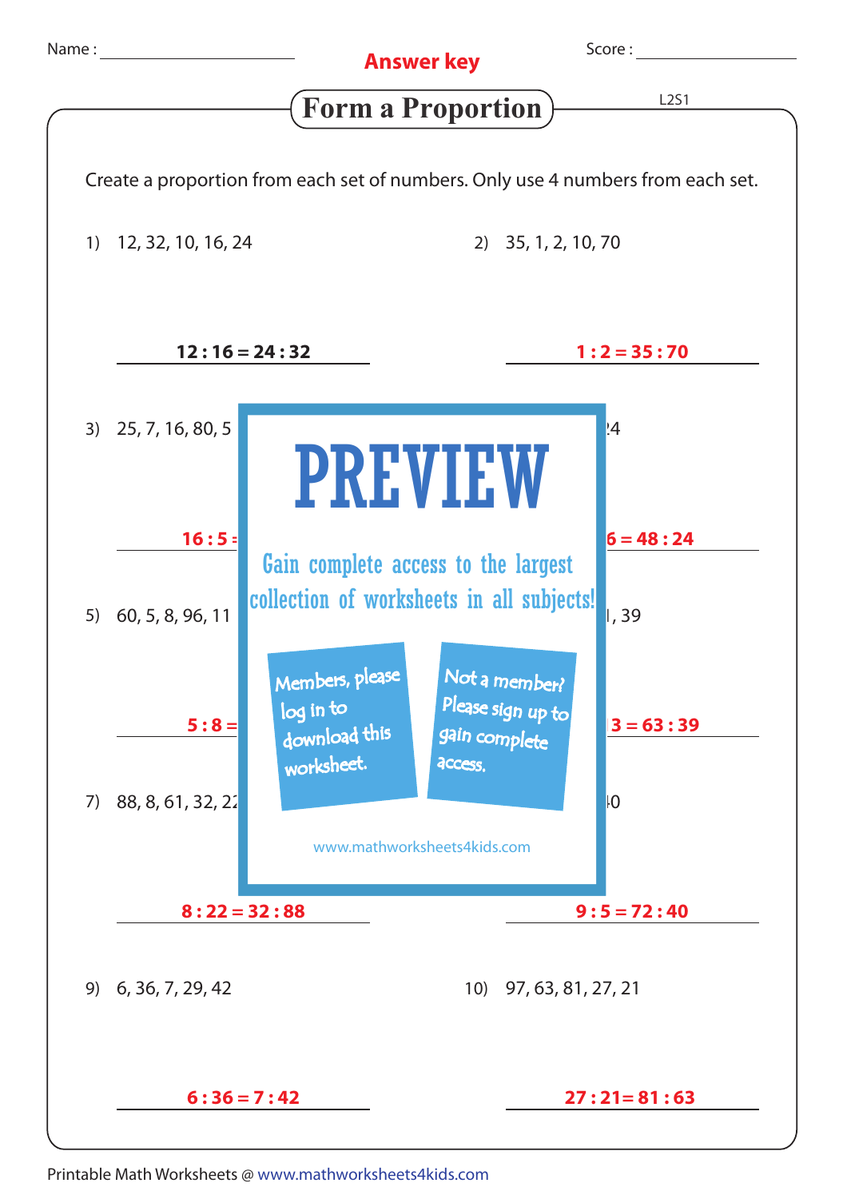Name : ____________________ **Answer key** Score : ____________________

# Form a Proportion

L2S1

Create a proportion from each set of numbers. Only use 4 numbers from each set.

1) 12, 32, 10, 16, 24

**12 : 16 = 24 : 32**

2) 35, 1, 2, 10, 70

**1 : 2 = 35 : 70**

3) 25, 7, 16, 80, 5

**16 : 5 =**

4) ...24

**...6 = 48 : 24**

5) 60, 5, 8, 96, 11

**5 : 8 =**

6) ..., 39

**...3 = 63 : 39**

7) 88, 8, 61, 32, 22

**8 : 22 = 32 : 88**

8) ...40

**9 : 5 = 72 : 40**

PREVIEW

Gain complete access to the largest collection of worksheets in all subjects!

Members, please log in to download this worksheet.

Not a member? Please sign up to gain complete access.

www.mathworksheets4kids.com

9) 6, 36, 7, 29, 42

**6 : 36 = 7 : 42**

10) 97, 63, 81, 27, 21

**27 : 21= 81 : 63**

Printable Math Worksheets @ www.mathworksheets4kids.com